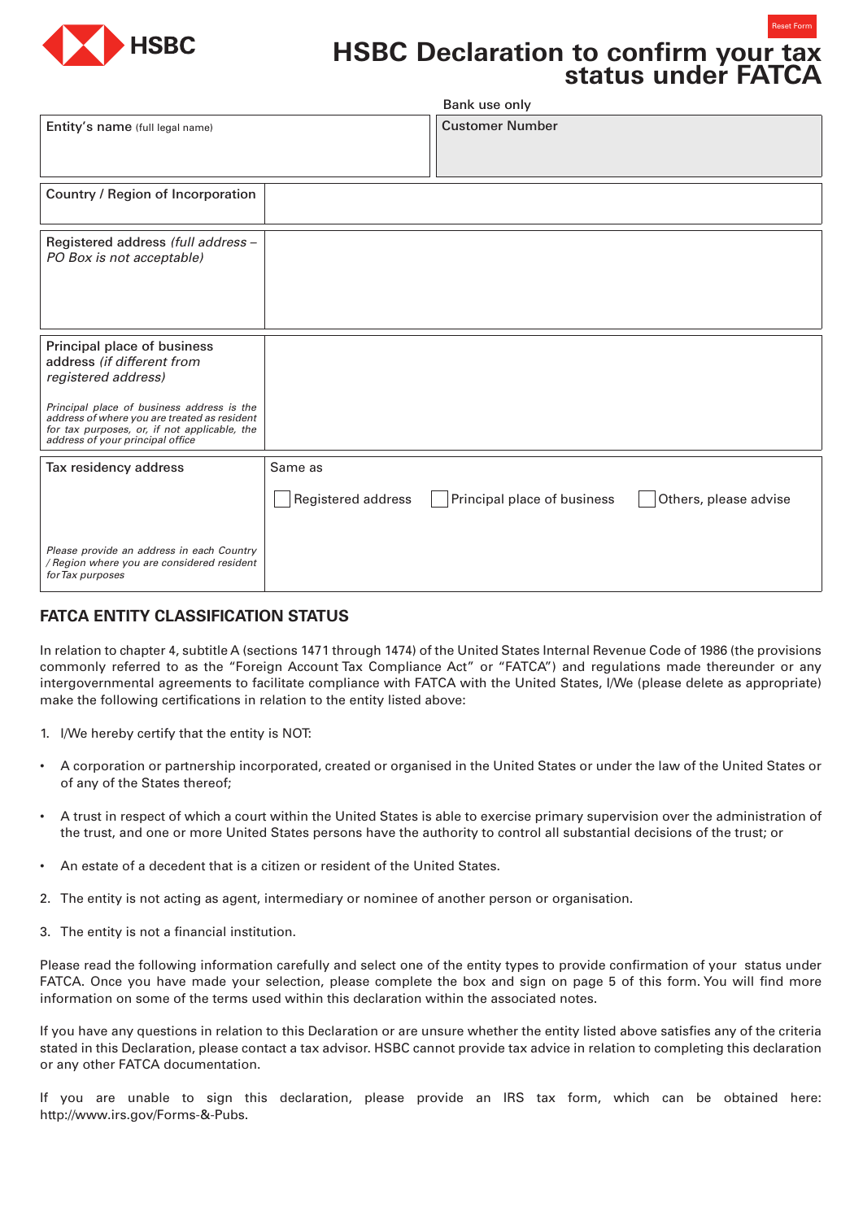HSBC

Reset Form

# HSBC Declaration to confirm your tax status under FATCA

| Entity's name (full legal name) | Bank use only<br>Customer Number |
| --- | --- |
| | |

| | |
| --- | --- |
| Country / Region of Incorporation | |
| Registered address *(full address – PO Box is not acceptable)* | |
| Principal place of business address *(if different from registered address)*<br><br>*Principal place of business address is the address of where you are treated as resident for tax purposes, or, if not applicable, the address of your principal office* | |
| Tax residency address<br><br>*Please provide an address in each Country / Region where you are considered resident for Tax purposes* | Same as<br>☐ Registered address ☐ Principal place of business ☐ Others, please advise |

## FATCA ENTITY CLASSIFICATION STATUS

In relation to chapter 4, subtitle A (sections 1471 through 1474) of the United States Internal Revenue Code of 1986 (the provisions commonly referred to as the "Foreign Account Tax Compliance Act" or "FATCA") and regulations made thereunder or any intergovernmental agreements to facilitate compliance with FATCA with the United States, I/We (please delete as appropriate) make the following certifications in relation to the entity listed above:

1. I/We hereby certify that the entity is NOT:

- A corporation or partnership incorporated, created or organised in the United States or under the law of the United States or of any of the States thereof;
- A trust in respect of which a court within the United States is able to exercise primary supervision over the administration of the trust, and one or more United States persons have the authority to control all substantial decisions of the trust; or
- An estate of a decedent that is a citizen or resident of the United States.

2. The entity is not acting as agent, intermediary or nominee of another person or organisation.

3. The entity is not a financial institution.

Please read the following information carefully and select one of the entity types to provide confirmation of your status under FATCA. Once you have made your selection, please complete the box and sign on page 5 of this form. You will find more information on some of the terms used within this declaration within the associated notes.

If you have any questions in relation to this Declaration or are unsure whether the entity listed above satisfies any of the criteria stated in this Declaration, please contact a tax advisor. HSBC cannot provide tax advice in relation to completing this declaration or any other FATCA documentation.

If you are unable to sign this declaration, please provide an IRS tax form, which can be obtained here: http://www.irs.gov/Forms-&-Pubs.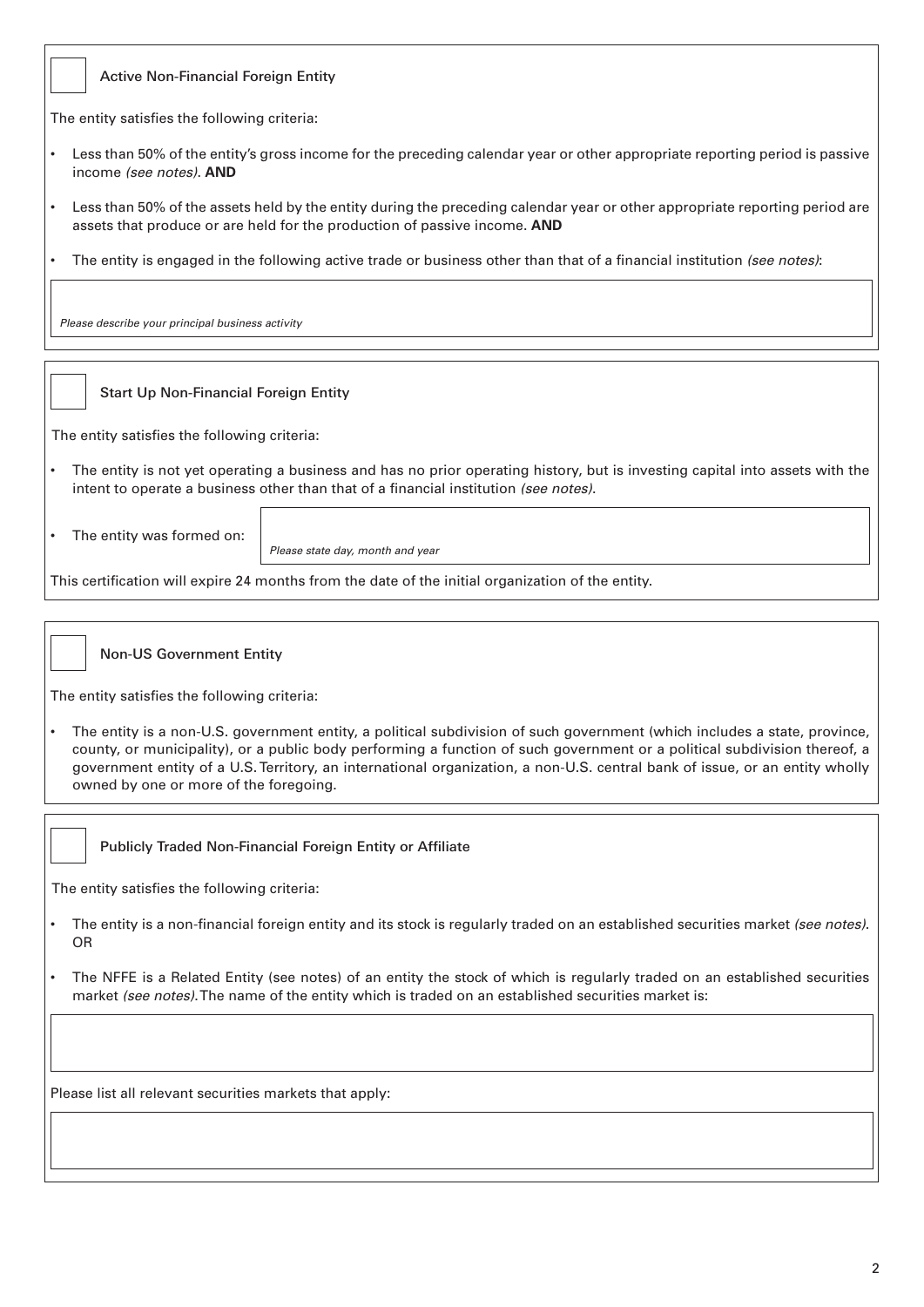☐ **Active Non-Financial Foreign Entity**

The entity satisfies the following criteria:

- Less than 50% of the entity's gross income for the preceding calendar year or other appropriate reporting period is passive income *(see notes)*. **AND**
- Less than 50% of the assets held by the entity during the preceding calendar year or other appropriate reporting period are assets that produce or are held for the production of passive income. **AND**
- The entity is engaged in the following active trade or business other than that of a financial institution *(see notes)*:

*Please describe your principal business activity*

☐ **Start Up Non-Financial Foreign Entity**

The entity satisfies the following criteria:

- The entity is not yet operating a business and has no prior operating history, but is investing capital into assets with the intent to operate a business other than that of a financial institution *(see notes)*.
- The entity was formed on: *Please state day, month and year*

This certification will expire 24 months from the date of the initial organization of the entity.

☐ **Non-US Government Entity**

The entity satisfies the following criteria:

- The entity is a non-U.S. government entity, a political subdivision of such government (which includes a state, province, county, or municipality), or a public body performing a function of such government or a political subdivision thereof, a government entity of a U.S. Territory, an international organization, a non-U.S. central bank of issue, or an entity wholly owned by one or more of the foregoing.

☐ **Publicly Traded Non-Financial Foreign Entity or Affiliate**

The entity satisfies the following criteria:

- The entity is a non-financial foreign entity and its stock is regularly traded on an established securities market *(see notes)*. OR
- The NFFE is a Related Entity (see notes) of an entity the stock of which is regularly traded on an established securities market *(see notes)*. The name of the entity which is traded on an established securities market is:

Please list all relevant securities markets that apply: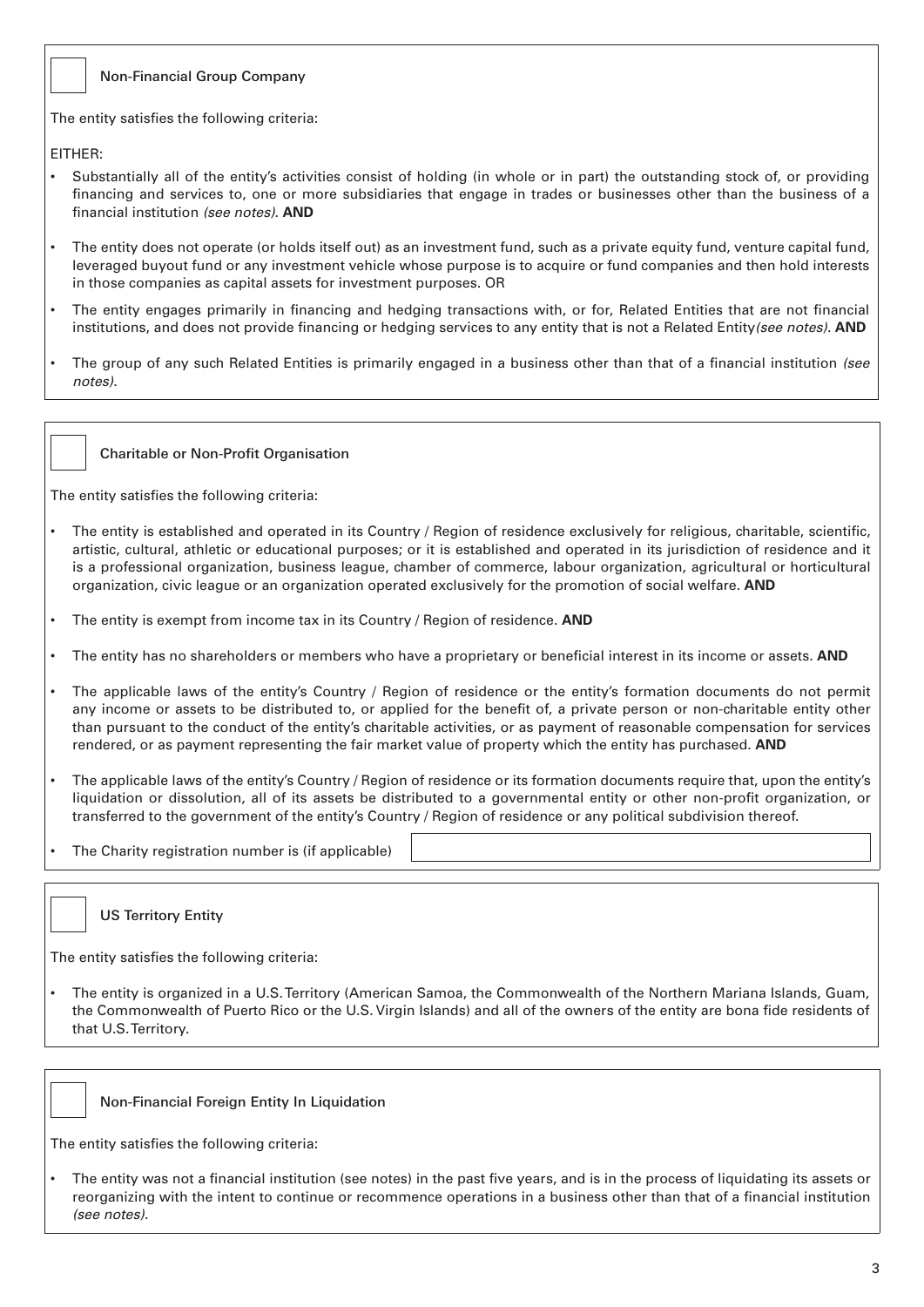☐ **Non-Financial Group Company**

The entity satisfies the following criteria:

EITHER:

- Substantially all of the entity's activities consist of holding (in whole or in part) the outstanding stock of, or providing financing and services to, one or more subsidiaries that engage in trades or businesses other than the business of a financial institution *(see notes)*. **AND**
- The entity does not operate (or holds itself out) as an investment fund, such as a private equity fund, venture capital fund, leveraged buyout fund or any investment vehicle whose purpose is to acquire or fund companies and then hold interests in those companies as capital assets for investment purposes. OR
- The entity engages primarily in financing and hedging transactions with, or for, Related Entities that are not financial institutions, and does not provide financing or hedging services to any entity that is not a Related Entity*(see notes)*. **AND**
- The group of any such Related Entities is primarily engaged in a business other than that of a financial institution *(see notes)*.

☐ **Charitable or Non-Profit Organisation**

The entity satisfies the following criteria:

- The entity is established and operated in its Country / Region of residence exclusively for religious, charitable, scientific, artistic, cultural, athletic or educational purposes; or it is established and operated in its jurisdiction of residence and it is a professional organization, business league, chamber of commerce, labour organization, agricultural or horticultural organization, civic league or an organization operated exclusively for the promotion of social welfare. **AND**
- The entity is exempt from income tax in its Country / Region of residence. **AND**
- The entity has no shareholders or members who have a proprietary or beneficial interest in its income or assets. **AND**
- The applicable laws of the entity's Country / Region of residence or the entity's formation documents do not permit any income or assets to be distributed to, or applied for the benefit of, a private person or non-charitable entity other than pursuant to the conduct of the entity's charitable activities, or as payment of reasonable compensation for services rendered, or as payment representing the fair market value of property which the entity has purchased. **AND**
- The applicable laws of the entity's Country / Region of residence or its formation documents require that, upon the entity's liquidation or dissolution, all of its assets be distributed to a governmental entity or other non-profit organization, or transferred to the government of the entity's Country / Region of residence or any political subdivision thereof.
- The Charity registration number is (if applicable) ____________________

☐ **US Territory Entity**

The entity satisfies the following criteria:

- The entity is organized in a U.S. Territory (American Samoa, the Commonwealth of the Northern Mariana Islands, Guam, the Commonwealth of Puerto Rico or the U.S. Virgin Islands) and all of the owners of the entity are bona fide residents of that U.S. Territory.

☐ **Non-Financial Foreign Entity In Liquidation**

The entity satisfies the following criteria:

- The entity was not a financial institution (see notes) in the past five years, and is in the process of liquidating its assets or reorganizing with the intent to continue or recommence operations in a business other than that of a financial institution *(see notes)*.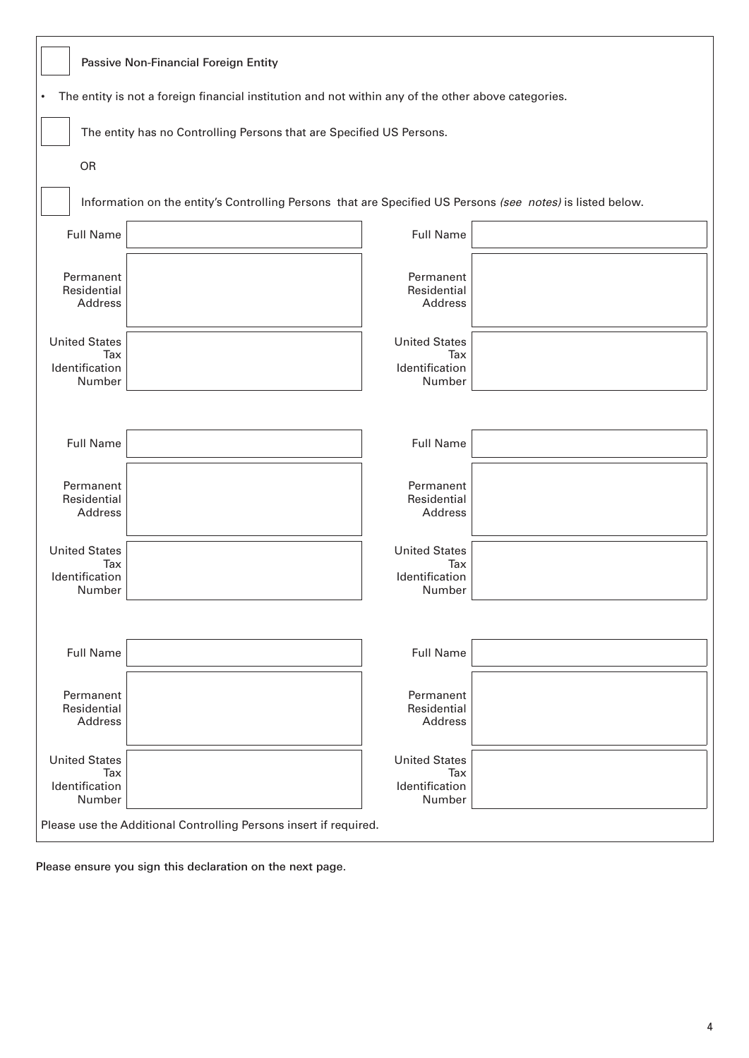☐ Passive Non-Financial Foreign Entity

- The entity is not a foreign financial institution and not within any of the other above categories.

☐ The entity has no Controlling Persons that are Specified US Persons.

OR

☐ Information on the entity's Controlling Persons that are Specified US Persons *(see notes)* is listed below.

| | | | |
|---|---|---|---|
| Full Name | | Full Name | |
| Permanent Residential Address | | Permanent Residential Address | |
| United States Tax Identification Number | | United States Tax Identification Number | |
| Full Name | | Full Name | |
| Permanent Residential Address | | Permanent Residential Address | |
| United States Tax Identification Number | | United States Tax Identification Number | |
| Full Name | | Full Name | |
| Permanent Residential Address | | Permanent Residential Address | |
| United States Tax Identification Number | | United States Tax Identification Number | |

Please use the Additional Controlling Persons insert if required.

Please ensure you sign this declaration on the next page.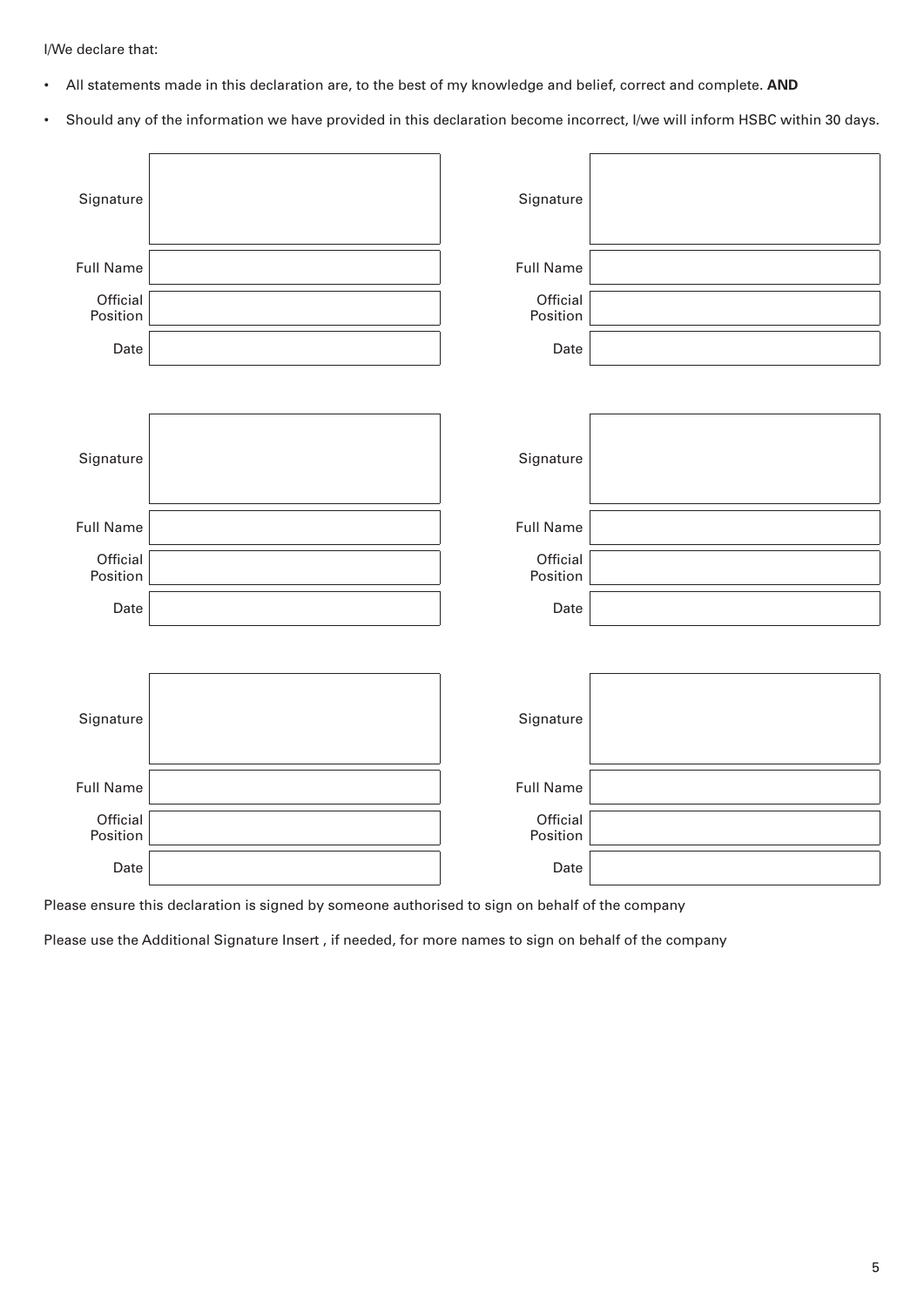I/We declare that:

- All statements made in this declaration are, to the best of my knowledge and belief, correct and complete. **AND**
- Should any of the information we have provided in this declaration become incorrect, I/we will inform HSBC within 30 days.

| | | | |
|---|---|---|---|
| Signature | | Signature | |
| Full Name | | Full Name | |
| Official Position | | Official Position | |
| Date | | Date | |

| | | | |
|---|---|---|---|
| Signature | | Signature | |
| Full Name | | Full Name | |
| Official Position | | Official Position | |
| Date | | Date | |

| | | | |
|---|---|---|---|
| Signature | | Signature | |
| Full Name | | Full Name | |
| Official Position | | Official Position | |
| Date | | Date | |

Please ensure this declaration is signed by someone authorised to sign on behalf of the company

Please use the Additional Signature Insert , if needed, for more names to sign on behalf of the company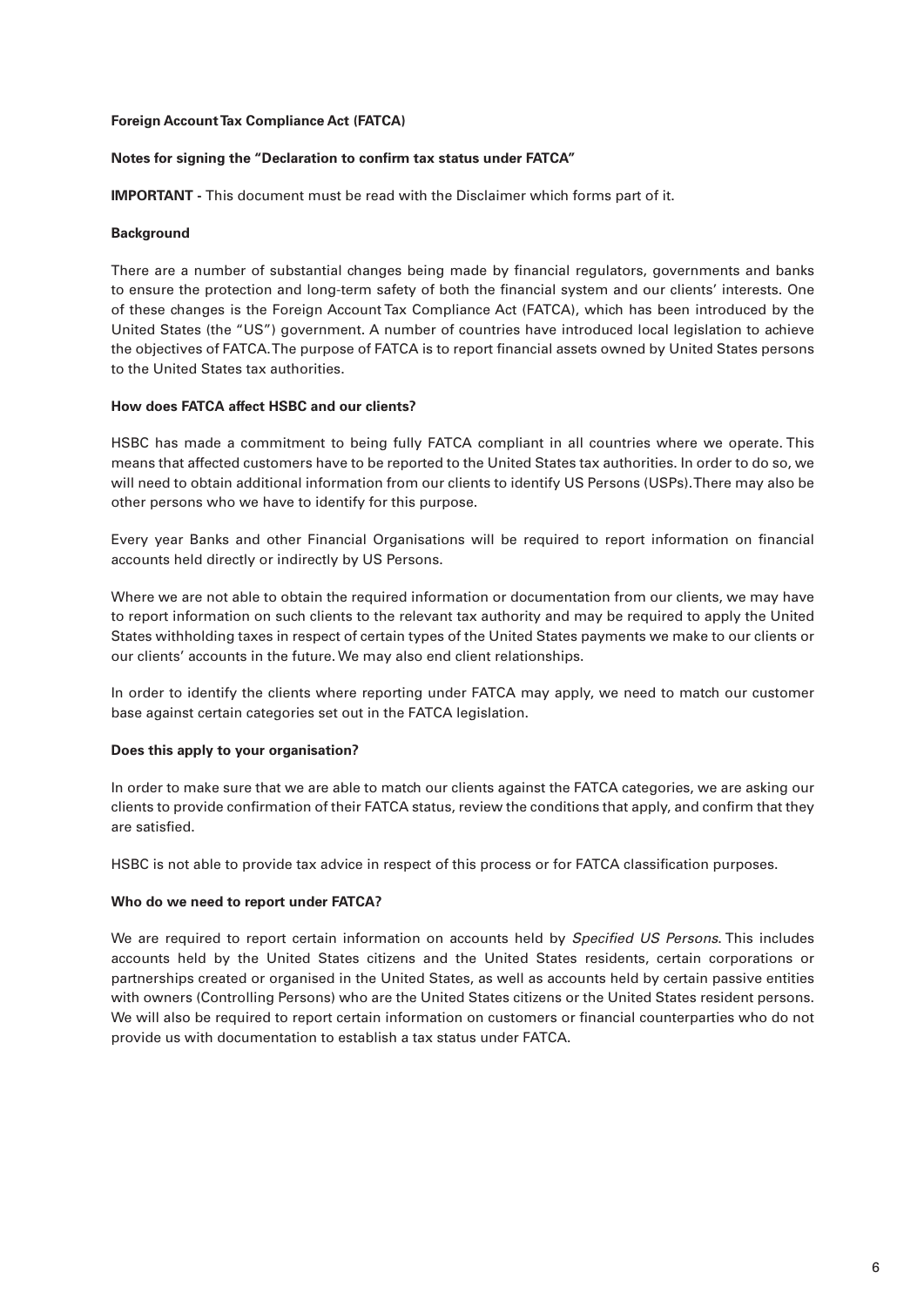**Foreign Account Tax Compliance Act (FATCA)**

**Notes for signing the "Declaration to confirm tax status under FATCA"**

**IMPORTANT -** This document must be read with the Disclaimer which forms part of it.

**Background**

There are a number of substantial changes being made by financial regulators, governments and banks to ensure the protection and long-term safety of both the financial system and our clients' interests. One of these changes is the Foreign Account Tax Compliance Act (FATCA), which has been introduced by the United States (the "US") government. A number of countries have introduced local legislation to achieve the objectives of FATCA. The purpose of FATCA is to report financial assets owned by United States persons to the United States tax authorities.

**How does FATCA affect HSBC and our clients?**

HSBC has made a commitment to being fully FATCA compliant in all countries where we operate. This means that affected customers have to be reported to the United States tax authorities. In order to do so, we will need to obtain additional information from our clients to identify US Persons (USPs). There may also be other persons who we have to identify for this purpose.

Every year Banks and other Financial Organisations will be required to report information on financial accounts held directly or indirectly by US Persons.

Where we are not able to obtain the required information or documentation from our clients, we may have to report information on such clients to the relevant tax authority and may be required to apply the United States withholding taxes in respect of certain types of the United States payments we make to our clients or our clients' accounts in the future. We may also end client relationships.

In order to identify the clients where reporting under FATCA may apply, we need to match our customer base against certain categories set out in the FATCA legislation.

**Does this apply to your organisation?**

In order to make sure that we are able to match our clients against the FATCA categories, we are asking our clients to provide confirmation of their FATCA status, review the conditions that apply, and confirm that they are satisfied.

HSBC is not able to provide tax advice in respect of this process or for FATCA classification purposes.

**Who do we need to report under FATCA?**

We are required to report certain information on accounts held by *Specified US Persons*. This includes accounts held by the United States citizens and the United States residents, certain corporations or partnerships created or organised in the United States, as well as accounts held by certain passive entities with owners (Controlling Persons) who are the United States citizens or the United States resident persons. We will also be required to report certain information on customers or financial counterparties who do not provide us with documentation to establish a tax status under FATCA.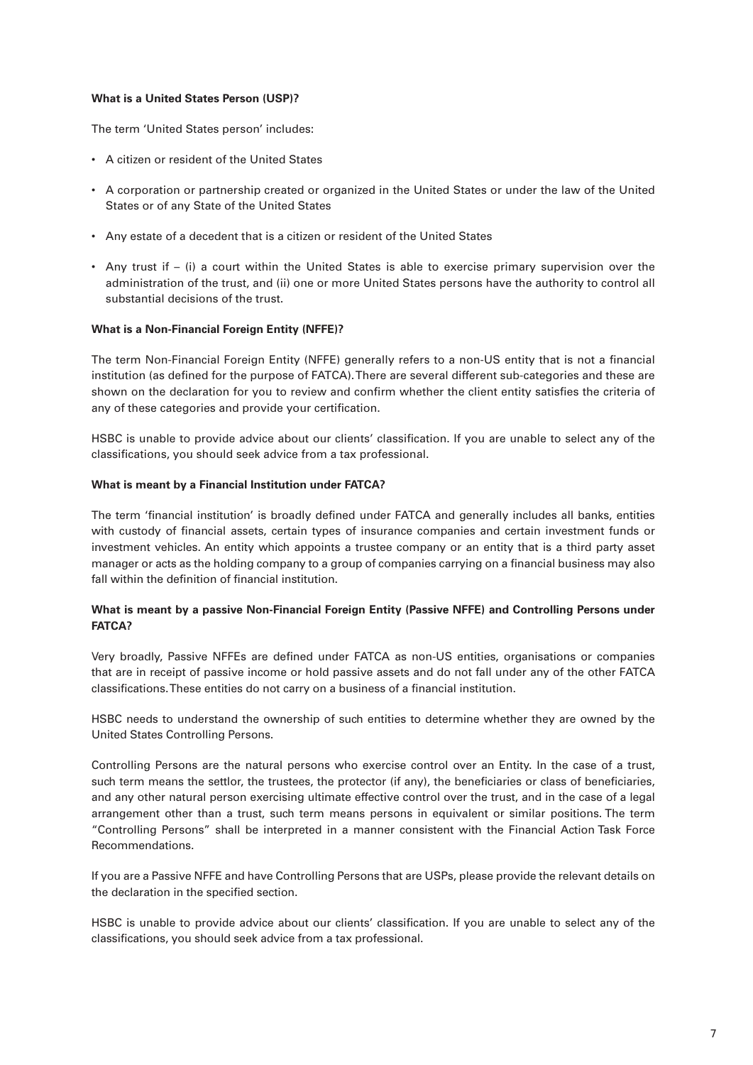**What is a United States Person (USP)?**

The term 'United States person' includes:

- A citizen or resident of the United States
- A corporation or partnership created or organized in the United States or under the law of the United States or of any State of the United States
- Any estate of a decedent that is a citizen or resident of the United States
- Any trust if – (i) a court within the United States is able to exercise primary supervision over the administration of the trust, and (ii) one or more United States persons have the authority to control all substantial decisions of the trust.

**What is a Non-Financial Foreign Entity (NFFE)?**

The term Non-Financial Foreign Entity (NFFE) generally refers to a non-US entity that is not a financial institution (as defined for the purpose of FATCA). There are several different sub-categories and these are shown on the declaration for you to review and confirm whether the client entity satisfies the criteria of any of these categories and provide your certification.

HSBC is unable to provide advice about our clients' classification. If you are unable to select any of the classifications, you should seek advice from a tax professional.

**What is meant by a Financial Institution under FATCA?**

The term 'financial institution' is broadly defined under FATCA and generally includes all banks, entities with custody of financial assets, certain types of insurance companies and certain investment funds or investment vehicles. An entity which appoints a trustee company or an entity that is a third party asset manager or acts as the holding company to a group of companies carrying on a financial business may also fall within the definition of financial institution.

**What is meant by a passive Non-Financial Foreign Entity (Passive NFFE) and Controlling Persons under FATCA?**

Very broadly, Passive NFFEs are defined under FATCA as non-US entities, organisations or companies that are in receipt of passive income or hold passive assets and do not fall under any of the other FATCA classifications. These entities do not carry on a business of a financial institution.

HSBC needs to understand the ownership of such entities to determine whether they are owned by the United States Controlling Persons.

Controlling Persons are the natural persons who exercise control over an Entity. In the case of a trust, such term means the settlor, the trustees, the protector (if any), the beneficiaries or class of beneficiaries, and any other natural person exercising ultimate effective control over the trust, and in the case of a legal arrangement other than a trust, such term means persons in equivalent or similar positions. The term "Controlling Persons" shall be interpreted in a manner consistent with the Financial Action Task Force Recommendations.

If you are a Passive NFFE and have Controlling Persons that are USPs, please provide the relevant details on the declaration in the specified section.

HSBC is unable to provide advice about our clients' classification. If you are unable to select any of the classifications, you should seek advice from a tax professional.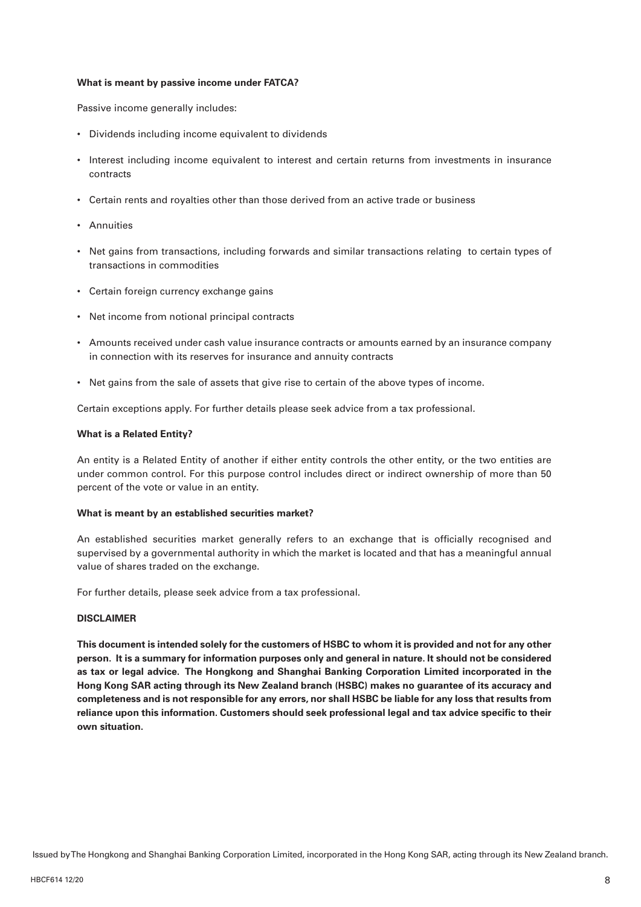### What is meant by passive income under FATCA?

Passive income generally includes:

- Dividends including income equivalent to dividends
- Interest including income equivalent to interest and certain returns from investments in insurance contracts
- Certain rents and royalties other than those derived from an active trade or business
- Annuities
- Net gains from transactions, including forwards and similar transactions relating to certain types of transactions in commodities
- Certain foreign currency exchange gains
- Net income from notional principal contracts
- Amounts received under cash value insurance contracts or amounts earned by an insurance company in connection with its reserves for insurance and annuity contracts
- Net gains from the sale of assets that give rise to certain of the above types of income.

Certain exceptions apply. For further details please seek advice from a tax professional.

### What is a Related Entity?

An entity is a Related Entity of another if either entity controls the other entity, or the two entities are under common control. For this purpose control includes direct or indirect ownership of more than 50 percent of the vote or value in an entity.

### What is meant by an established securities market?

An established securities market generally refers to an exchange that is officially recognised and supervised by a governmental authority in which the market is located and that has a meaningful annual value of shares traded on the exchange.

For further details, please seek advice from a tax professional.

### DISCLAIMER

**This document is intended solely for the customers of HSBC to whom it is provided and not for any other person. It is a summary for information purposes only and general in nature. It should not be considered as tax or legal advice. The Hongkong and Shanghai Banking Corporation Limited incorporated in the Hong Kong SAR acting through its New Zealand branch (HSBC) makes no guarantee of its accuracy and completeness and is not responsible for any errors, nor shall HSBC be liable for any loss that results from reliance upon this information. Customers should seek professional legal and tax advice specific to their own situation.**

Issued by The Hongkong and Shanghai Banking Corporation Limited, incorporated in the Hong Kong SAR, acting through its New Zealand branch.

HBCF614 12/20